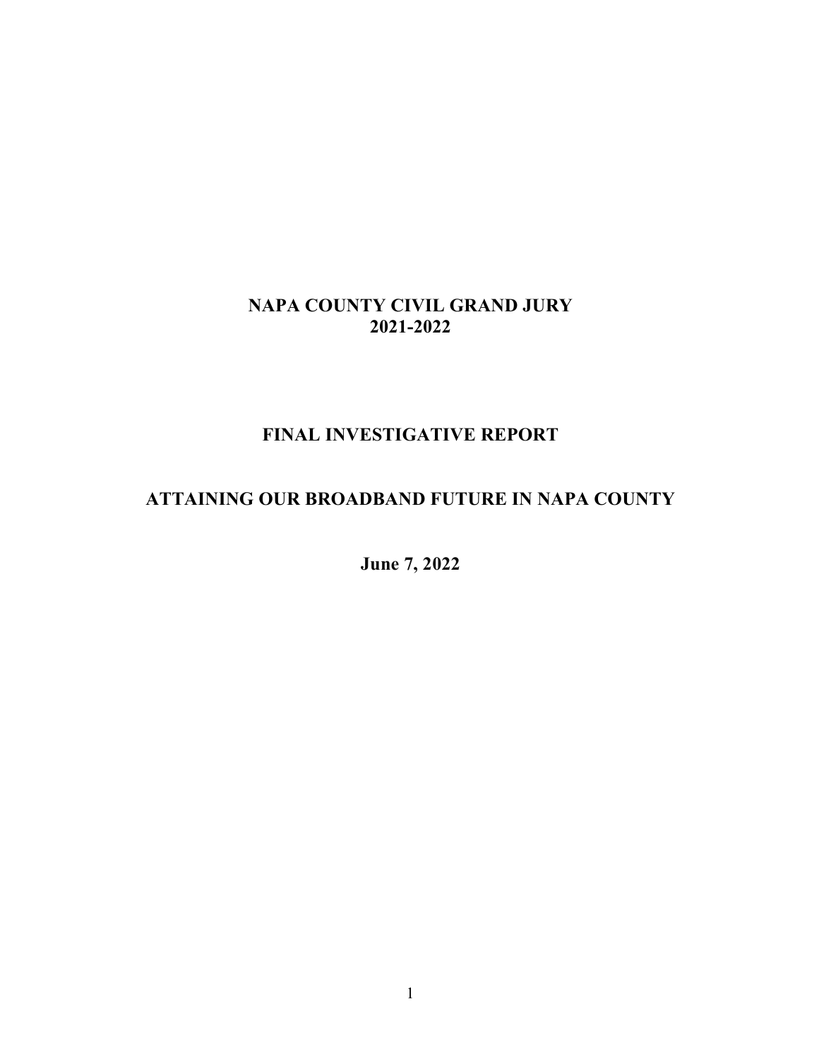# NAPA COUNTY CIVIL GRAND JURY
# 2021-2022

## FINAL INVESTIGATIVE REPORT

## ATTAINING OUR BROADBAND FUTURE IN NAPA COUNTY

**June 7, 2022**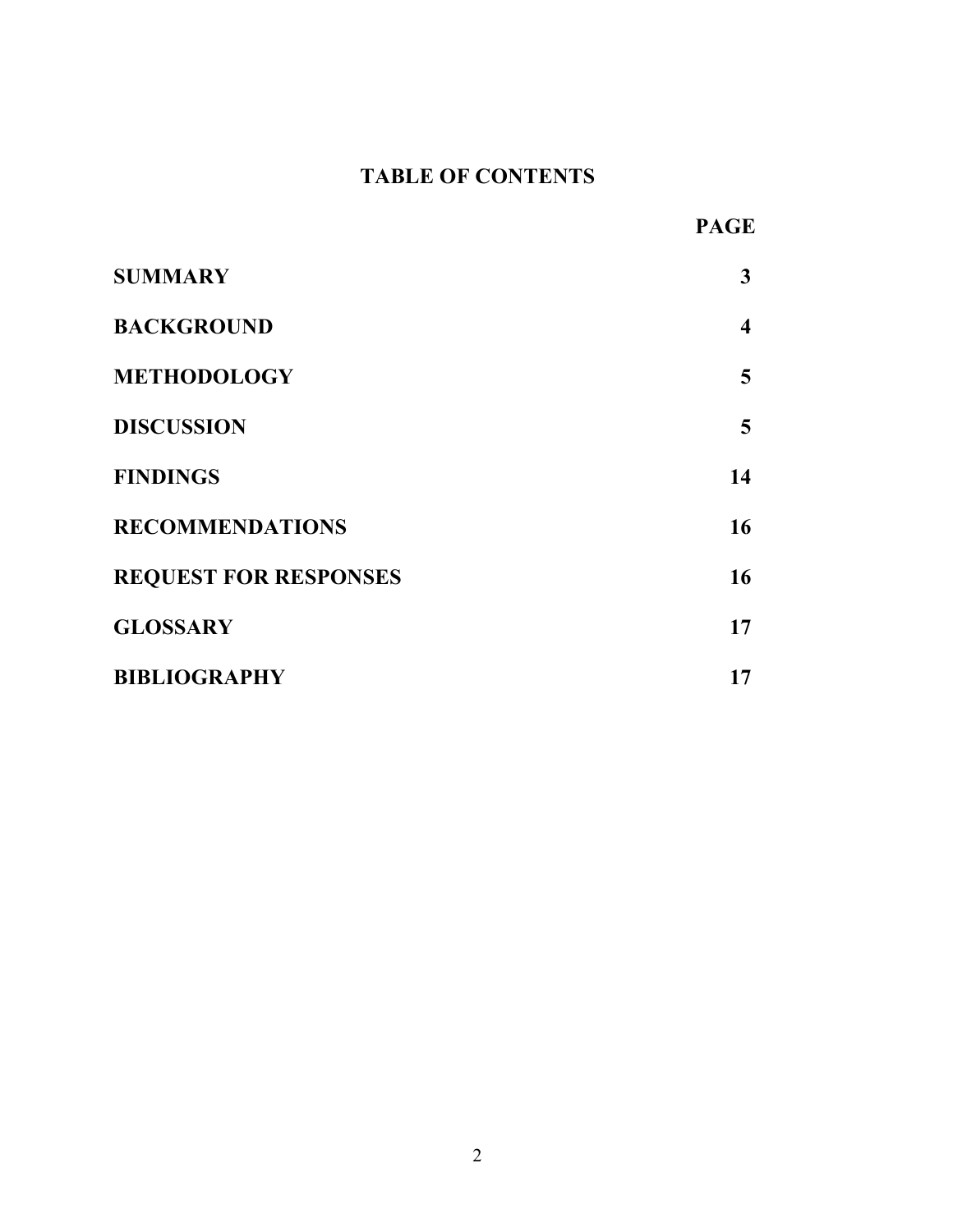# TABLE OF CONTENTS

| | PAGE |
|---|---|
| **SUMMARY** | **3** |
| **BACKGROUND** | **4** |
| **METHODOLOGY** | **5** |
| **DISCUSSION** | **5** |
| **FINDINGS** | **14** |
| **RECOMMENDATIONS** | **16** |
| **REQUEST FOR RESPONSES** | **16** |
| **GLOSSARY** | **17** |
| **BIBLIOGRAPHY** | **17** |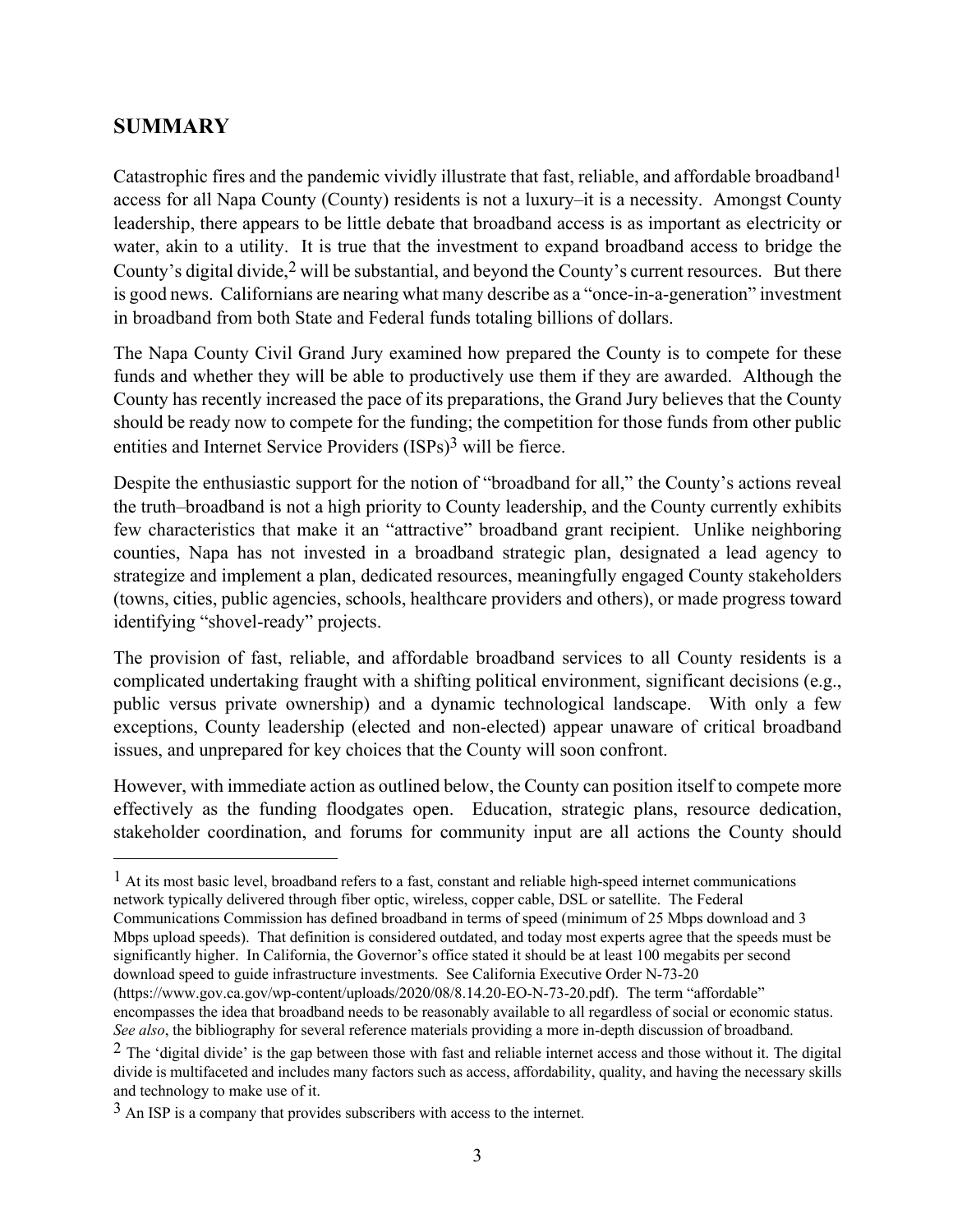## SUMMARY

Catastrophic fires and the pandemic vividly illustrate that fast, reliable, and affordable broadband[1] access for all Napa County (County) residents is not a luxury–it is a necessity. Amongst County leadership, there appears to be little debate that broadband access is as important as electricity or water, akin to a utility. It is true that the investment to expand broadband access to bridge the County's digital divide,[2] will be substantial, and beyond the County's current resources. But there is good news. Californians are nearing what many describe as a "once-in-a-generation" investment in broadband from both State and Federal funds totaling billions of dollars.

The Napa County Civil Grand Jury examined how prepared the County is to compete for these funds and whether they will be able to productively use them if they are awarded. Although the County has recently increased the pace of its preparations, the Grand Jury believes that the County should be ready now to compete for the funding; the competition for those funds from other public entities and Internet Service Providers (ISPs)[3] will be fierce.

Despite the enthusiastic support for the notion of "broadband for all," the County's actions reveal the truth–broadband is not a high priority to County leadership, and the County currently exhibits few characteristics that make it an "attractive" broadband grant recipient. Unlike neighboring counties, Napa has not invested in a broadband strategic plan, designated a lead agency to strategize and implement a plan, dedicated resources, meaningfully engaged County stakeholders (towns, cities, public agencies, schools, healthcare providers and others), or made progress toward identifying "shovel-ready" projects.

The provision of fast, reliable, and affordable broadband services to all County residents is a complicated undertaking fraught with a shifting political environment, significant decisions (e.g., public versus private ownership) and a dynamic technological landscape. With only a few exceptions, County leadership (elected and non-elected) appear unaware of critical broadband issues, and unprepared for key choices that the County will soon confront.

However, with immediate action as outlined below, the County can position itself to compete more effectively as the funding floodgates open. Education, strategic plans, resource dedication, stakeholder coordination, and forums for community input are all actions the County should

---

[1] At its most basic level, broadband refers to a fast, constant and reliable high-speed internet communications network typically delivered through fiber optic, wireless, copper cable, DSL or satellite. The Federal Communications Commission has defined broadband in terms of speed (minimum of 25 Mbps download and 3 Mbps upload speeds). That definition is considered outdated, and today most experts agree that the speeds must be significantly higher. In California, the Governor's office stated it should be at least 100 megabits per second download speed to guide infrastructure investments. See California Executive Order N-73-20 (https://www.gov.ca.gov/wp-content/uploads/2020/08/8.14.20-EO-N-73-20.pdf). The term "affordable" encompasses the idea that broadband needs to be reasonably available to all regardless of social or economic status. *See also*, the bibliography for several reference materials providing a more in-depth discussion of broadband.

[2] The 'digital divide' is the gap between those with fast and reliable internet access and those without it. The digital divide is multifaceted and includes many factors such as access, affordability, quality, and having the necessary skills and technology to make use of it.

[3] An ISP is a company that provides subscribers with access to the internet.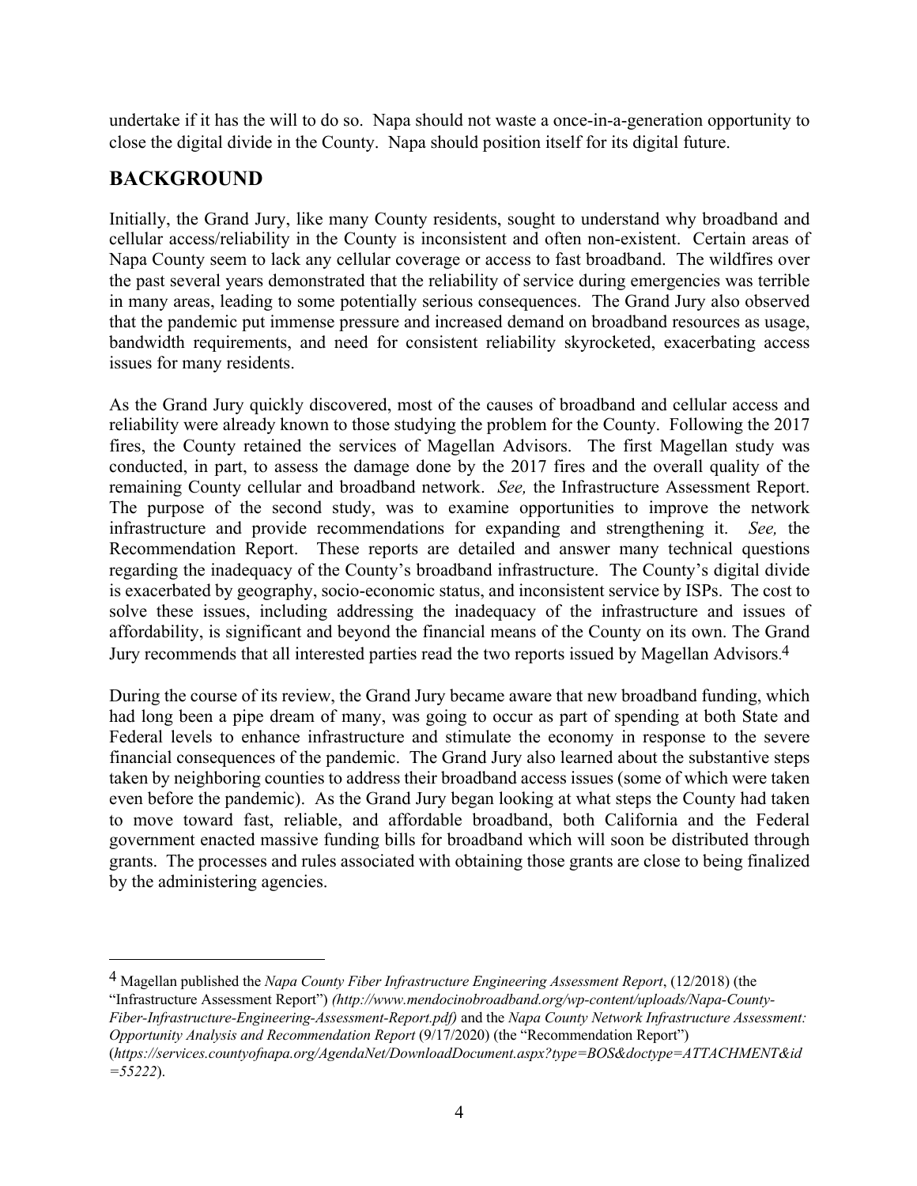undertake if it has the will to do so. Napa should not waste a once-in-a-generation opportunity to close the digital divide in the County. Napa should position itself for its digital future.

## BACKGROUND

Initially, the Grand Jury, like many County residents, sought to understand why broadband and cellular access/reliability in the County is inconsistent and often non-existent. Certain areas of Napa County seem to lack any cellular coverage or access to fast broadband. The wildfires over the past several years demonstrated that the reliability of service during emergencies was terrible in many areas, leading to some potentially serious consequences. The Grand Jury also observed that the pandemic put immense pressure and increased demand on broadband resources as usage, bandwidth requirements, and need for consistent reliability skyrocketed, exacerbating access issues for many residents.

As the Grand Jury quickly discovered, most of the causes of broadband and cellular access and reliability were already known to those studying the problem for the County. Following the 2017 fires, the County retained the services of Magellan Advisors. The first Magellan study was conducted, in part, to assess the damage done by the 2017 fires and the overall quality of the remaining County cellular and broadband network. *See,* the Infrastructure Assessment Report. The purpose of the second study, was to examine opportunities to improve the network infrastructure and provide recommendations for expanding and strengthening it. *See,* the Recommendation Report. These reports are detailed and answer many technical questions regarding the inadequacy of the County's broadband infrastructure. The County's digital divide is exacerbated by geography, socio-economic status, and inconsistent service by ISPs. The cost to solve these issues, including addressing the inadequacy of the infrastructure and issues of affordability, is significant and beyond the financial means of the County on its own. The Grand Jury recommends that all interested parties read the two reports issued by Magellan Advisors.[4]

During the course of its review, the Grand Jury became aware that new broadband funding, which had long been a pipe dream of many, was going to occur as part of spending at both State and Federal levels to enhance infrastructure and stimulate the economy in response to the severe financial consequences of the pandemic. The Grand Jury also learned about the substantive steps taken by neighboring counties to address their broadband access issues (some of which were taken even before the pandemic). As the Grand Jury began looking at what steps the County had taken to move toward fast, reliable, and affordable broadband, both California and the Federal government enacted massive funding bills for broadband which will soon be distributed through grants. The processes and rules associated with obtaining those grants are close to being finalized by the administering agencies.

---

[4] Magellan published the *Napa County Fiber Infrastructure Engineering Assessment Report*, (12/2018) (the "Infrastructure Assessment Report") *(http://www.mendocinobroadband.org/wp-content/uploads/Napa-County-Fiber-Infrastructure-Engineering-Assessment-Report.pdf)* and the *Napa County Network Infrastructure Assessment: Opportunity Analysis and Recommendation Report* (9/17/2020) (the "Recommendation Report") (*https://services.countyofnapa.org/AgendaNet/DownloadDocument.aspx?type=BOS&doctype=ATTACHMENT&id=55222*).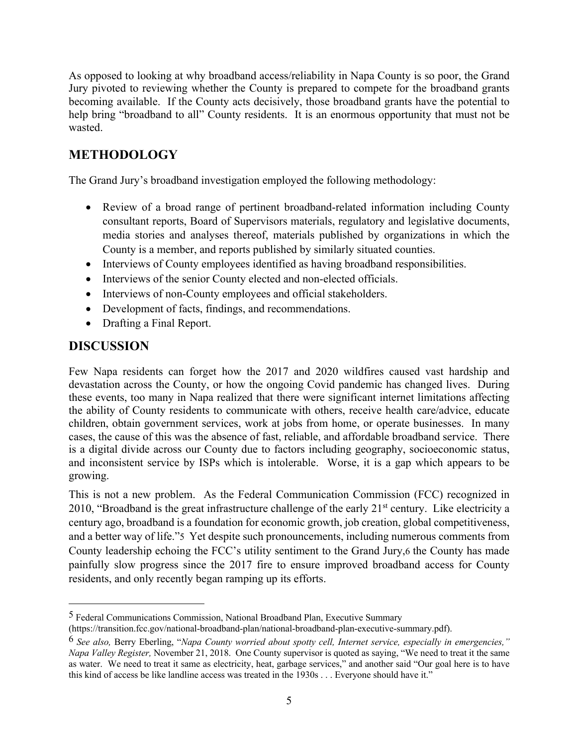As opposed to looking at why broadband access/reliability in Napa County is so poor, the Grand Jury pivoted to reviewing whether the County is prepared to compete for the broadband grants becoming available. If the County acts decisively, those broadband grants have the potential to help bring "broadband to all" County residents. It is an enormous opportunity that must not be wasted.

## METHODOLOGY

The Grand Jury's broadband investigation employed the following methodology:

- Review of a broad range of pertinent broadband-related information including County consultant reports, Board of Supervisors materials, regulatory and legislative documents, media stories and analyses thereof, materials published by organizations in which the County is a member, and reports published by similarly situated counties.
- Interviews of County employees identified as having broadband responsibilities.
- Interviews of the senior County elected and non-elected officials.
- Interviews of non-County employees and official stakeholders.
- Development of facts, findings, and recommendations.
- Drafting a Final Report.

## DISCUSSION

Few Napa residents can forget how the 2017 and 2020 wildfires caused vast hardship and devastation across the County, or how the ongoing Covid pandemic has changed lives. During these events, too many in Napa realized that there were significant internet limitations affecting the ability of County residents to communicate with others, receive health care/advice, educate children, obtain government services, work at jobs from home, or operate businesses. In many cases, the cause of this was the absence of fast, reliable, and affordable broadband service. There is a digital divide across our County due to factors including geography, socioeconomic status, and inconsistent service by ISPs which is intolerable. Worse, it is a gap which appears to be growing.

This is not a new problem. As the Federal Communication Commission (FCC) recognized in 2010, "Broadband is the great infrastructure challenge of the early 21st century. Like electricity a century ago, broadband is a foundation for economic growth, job creation, global competitiveness, and a better way of life."[5] Yet despite such pronouncements, including numerous comments from County leadership echoing the FCC's utility sentiment to the Grand Jury,[6] the County has made painfully slow progress since the 2017 fire to ensure improved broadband access for County residents, and only recently began ramping up its efforts.

---

[5] Federal Communications Commission, National Broadband Plan, Executive Summary (https://transition.fcc.gov/national-broadband-plan/national-broadband-plan-executive-summary.pdf).

[6] *See also,* Berry Eberling, "*Napa County worried about spotty cell, Internet service, especially in emergencies," Napa Valley Register,* November 21, 2018. One County supervisor is quoted as saying, "We need to treat it the same as water. We need to treat it same as electricity, heat, garbage services," and another said "Our goal here is to have this kind of access be like landline access was treated in the 1930s . . . Everyone should have it."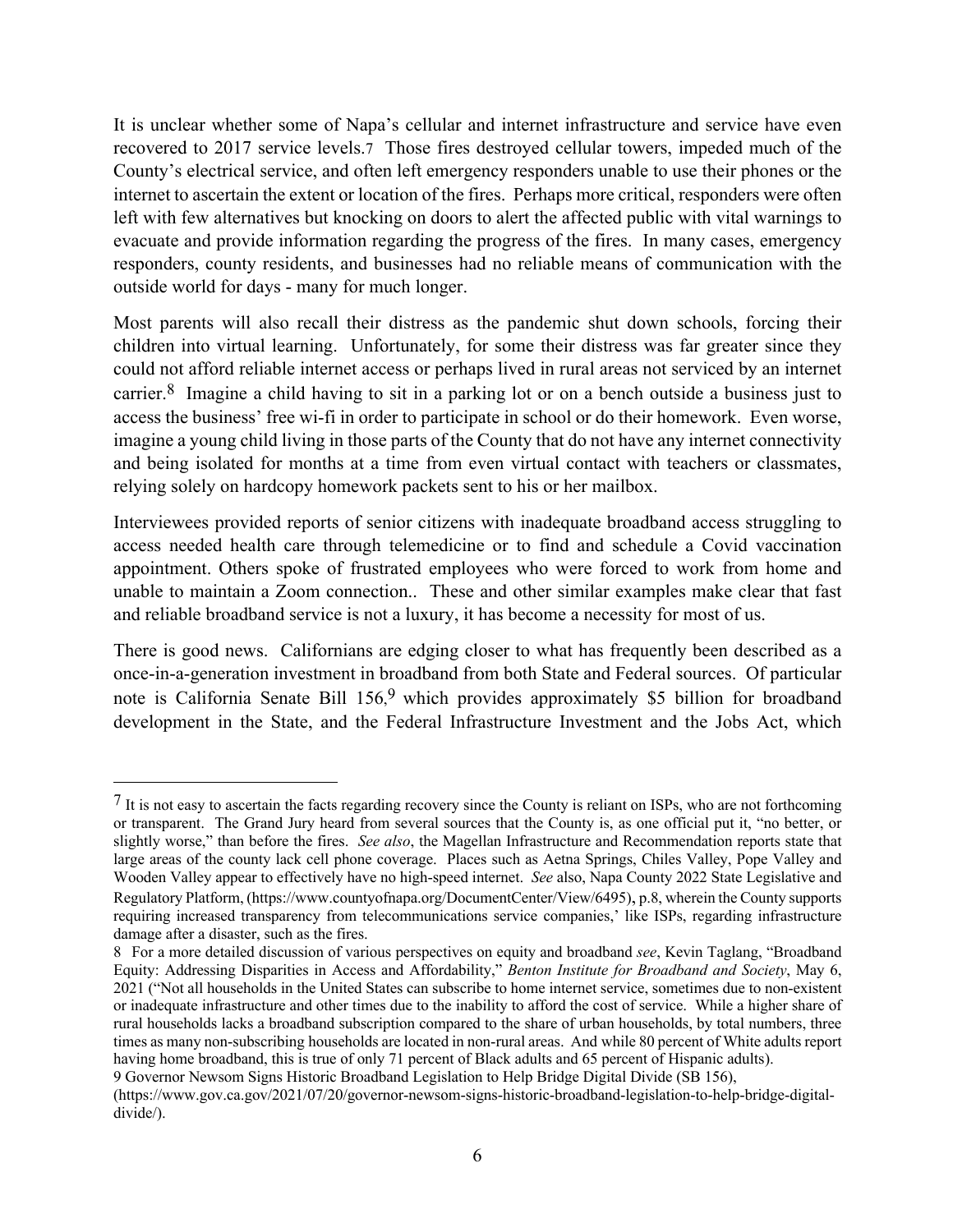It is unclear whether some of Napa's cellular and internet infrastructure and service have even recovered to 2017 service levels.[7] Those fires destroyed cellular towers, impeded much of the County's electrical service, and often left emergency responders unable to use their phones or the internet to ascertain the extent or location of the fires. Perhaps more critical, responders were often left with few alternatives but knocking on doors to alert the affected public with vital warnings to evacuate and provide information regarding the progress of the fires. In many cases, emergency responders, county residents, and businesses had no reliable means of communication with the outside world for days - many for much longer.

Most parents will also recall their distress as the pandemic shut down schools, forcing their children into virtual learning. Unfortunately, for some their distress was far greater since they could not afford reliable internet access or perhaps lived in rural areas not serviced by an internet carrier.[8] Imagine a child having to sit in a parking lot or on a bench outside a business just to access the business' free wi-fi in order to participate in school or do their homework. Even worse, imagine a young child living in those parts of the County that do not have any internet connectivity and being isolated for months at a time from even virtual contact with teachers or classmates, relying solely on hardcopy homework packets sent to his or her mailbox.

Interviewees provided reports of senior citizens with inadequate broadband access struggling to access needed health care through telemedicine or to find and schedule a Covid vaccination appointment. Others spoke of frustrated employees who were forced to work from home and unable to maintain a Zoom connection.. These and other similar examples make clear that fast and reliable broadband service is not a luxury, it has become a necessity for most of us.

There is good news. Californians are edging closer to what has frequently been described as a once-in-a-generation investment in broadband from both State and Federal sources. Of particular note is California Senate Bill 156,[9] which provides approximately $5 billion for broadband development in the State, and the Federal Infrastructure Investment and the Jobs Act, which

---

[7] It is not easy to ascertain the facts regarding recovery since the County is reliant on ISPs, who are not forthcoming or transparent. The Grand Jury heard from several sources that the County is, as one official put it, "no better, or slightly worse," than before the fires. *See also*, the Magellan Infrastructure and Recommendation reports state that large areas of the county lack cell phone coverage. Places such as Aetna Springs, Chiles Valley, Pope Valley and Wooden Valley appear to effectively have no high-speed internet. *See* also, Napa County 2022 State Legislative and Regulatory Platform, (https://www.countyofnapa.org/DocumentCenter/View/6495), p.8, wherein the County supports requiring increased transparency from telecommunications service companies,' like ISPs, regarding infrastructure damage after a disaster, such as the fires.

[8] For a more detailed discussion of various perspectives on equity and broadband *see*, Kevin Taglang, "Broadband Equity: Addressing Disparities in Access and Affordability," *Benton Institute for Broadband and Society*, May 6, 2021 ("Not all households in the United States can subscribe to home internet service, sometimes due to non-existent or inadequate infrastructure and other times due to the inability to afford the cost of service. While a higher share of rural households lacks a broadband subscription compared to the share of urban households, by total numbers, three times as many non-subscribing households are located in non-rural areas. And while 80 percent of White adults report having home broadband, this is true of only 71 percent of Black adults and 65 percent of Hispanic adults).

[9] Governor Newsom Signs Historic Broadband Legislation to Help Bridge Digital Divide (SB 156), (https://www.gov.ca.gov/2021/07/20/governor-newsom-signs-historic-broadband-legislation-to-help-bridge-digital-divide/).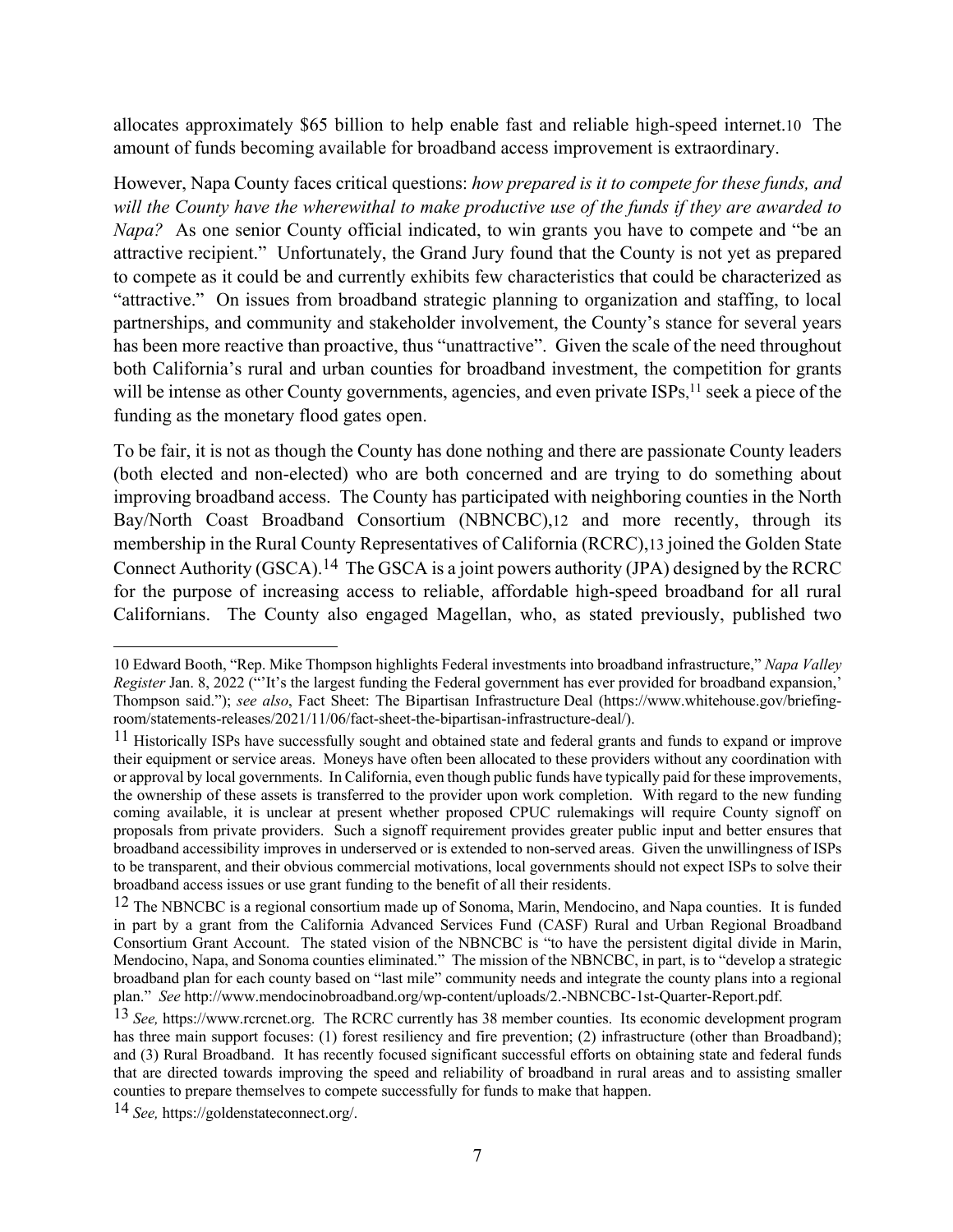allocates approximately $65 billion to help enable fast and reliable high-speed internet.[10] The amount of funds becoming available for broadband access improvement is extraordinary.

However, Napa County faces critical questions: *how prepared is it to compete for these funds, and will the County have the wherewithal to make productive use of the funds if they are awarded to Napa?* As one senior County official indicated, to win grants you have to compete and "be an attractive recipient." Unfortunately, the Grand Jury found that the County is not yet as prepared to compete as it could be and currently exhibits few characteristics that could be characterized as "attractive." On issues from broadband strategic planning to organization and staffing, to local partnerships, and community and stakeholder involvement, the County's stance for several years has been more reactive than proactive, thus "unattractive". Given the scale of the need throughout both California's rural and urban counties for broadband investment, the competition for grants will be intense as other County governments, agencies, and even private ISPs,[11] seek a piece of the funding as the monetary flood gates open.

To be fair, it is not as though the County has done nothing and there are passionate County leaders (both elected and non-elected) who are both concerned and are trying to do something about improving broadband access. The County has participated with neighboring counties in the North Bay/North Coast Broadband Consortium (NBNCBC),[12] and more recently, through its membership in the Rural County Representatives of California (RCRC),[13] joined the Golden State Connect Authority (GSCA).[14] The GSCA is a joint powers authority (JPA) designed by the RCRC for the purpose of increasing access to reliable, affordable high-speed broadband for all rural Californians. The County also engaged Magellan, who, as stated previously, published two

---

10 Edward Booth, "Rep. Mike Thompson highlights Federal investments into broadband infrastructure," *Napa Valley Register* Jan. 8, 2022 ("'It's the largest funding the Federal government has ever provided for broadband expansion,' Thompson said."); *see also*, Fact Sheet: The Bipartisan Infrastructure Deal (https://www.whitehouse.gov/briefing-room/statements-releases/2021/11/06/fact-sheet-the-bipartisan-infrastructure-deal/).

11 Historically ISPs have successfully sought and obtained state and federal grants and funds to expand or improve their equipment or service areas. Moneys have often been allocated to these providers without any coordination with or approval by local governments. In California, even though public funds have typically paid for these improvements, the ownership of these assets is transferred to the provider upon work completion. With regard to the new funding coming available, it is unclear at present whether proposed CPUC rulemakings will require County signoff on proposals from private providers. Such a signoff requirement provides greater public input and better ensures that broadband accessibility improves in underserved or is extended to non-served areas. Given the unwillingness of ISPs to be transparent, and their obvious commercial motivations, local governments should not expect ISPs to solve their broadband access issues or use grant funding to the benefit of all their residents.

12 The NBNCBC is a regional consortium made up of Sonoma, Marin, Mendocino, and Napa counties. It is funded in part by a grant from the California Advanced Services Fund (CASF) Rural and Urban Regional Broadband Consortium Grant Account. The stated vision of the NBNCBC is "to have the persistent digital divide in Marin, Mendocino, Napa, and Sonoma counties eliminated." The mission of the NBNCBC, in part, is to "develop a strategic broadband plan for each county based on "last mile" community needs and integrate the county plans into a regional plan." *See* http://www.mendocinobroadband.org/wp-content/uploads/2.-NBNCBC-1st-Quarter-Report.pdf.

13 *See,* https://www.rcrcnet.org. The RCRC currently has 38 member counties. Its economic development program has three main support focuses: (1) forest resiliency and fire prevention; (2) infrastructure (other than Broadband); and (3) Rural Broadband. It has recently focused significant successful efforts on obtaining state and federal funds that are directed towards improving the speed and reliability of broadband in rural areas and to assisting smaller counties to prepare themselves to compete successfully for funds to make that happen.

14 *See,* https://goldenstateconnect.org/.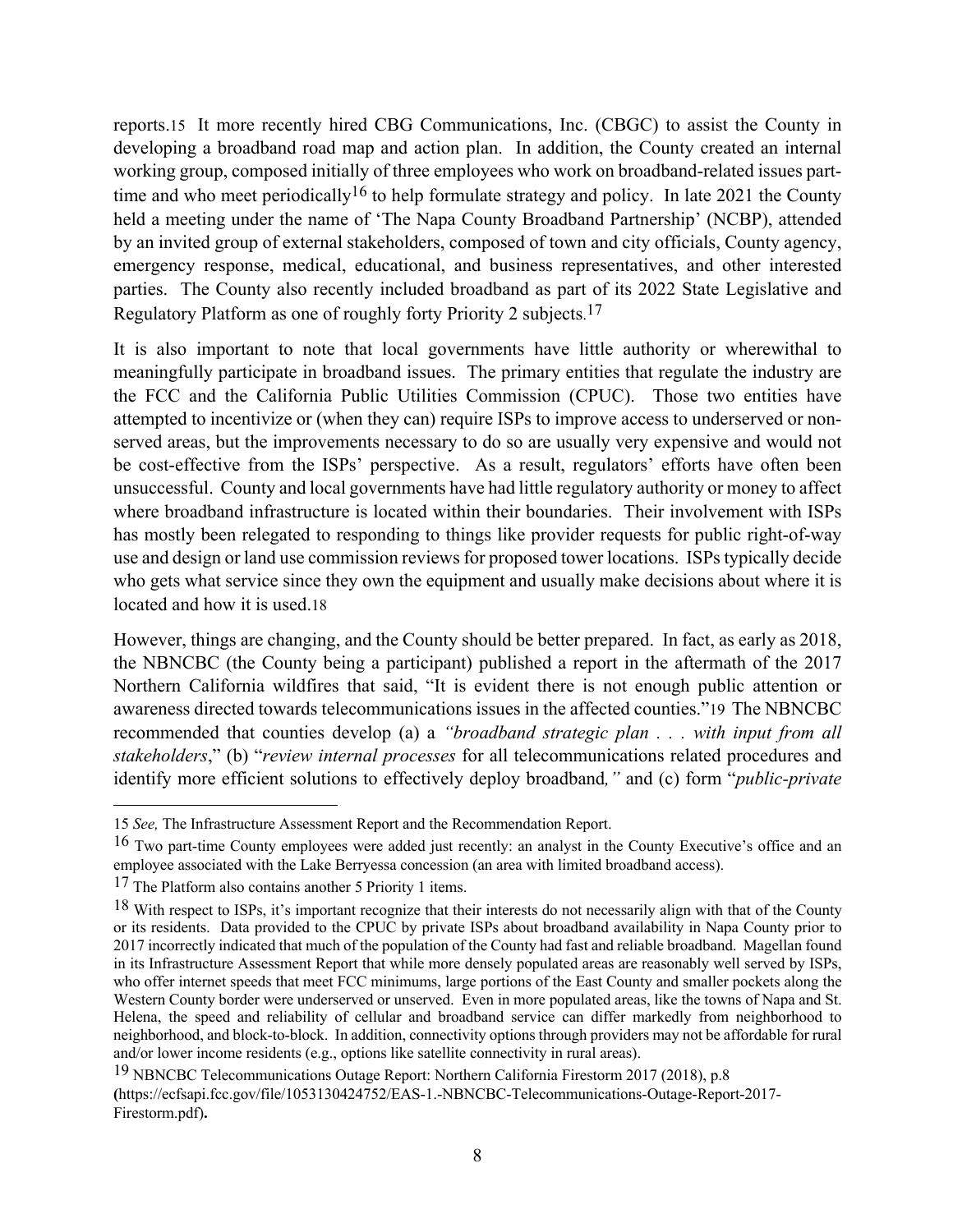reports.[15] It more recently hired CBG Communications, Inc. (CBGC) to assist the County in developing a broadband road map and action plan. In addition, the County created an internal working group, composed initially of three employees who work on broadband-related issues part-time and who meet periodically[16] to help formulate strategy and policy. In late 2021 the County held a meeting under the name of 'The Napa County Broadband Partnership' (NCBP), attended by an invited group of external stakeholders, composed of town and city officials, County agency, emergency response, medical, educational, and business representatives, and other interested parties. The County also recently included broadband as part of its 2022 State Legislative and Regulatory Platform as one of roughly forty Priority 2 subjects.[17]

It is also important to note that local governments have little authority or wherewithal to meaningfully participate in broadband issues. The primary entities that regulate the industry are the FCC and the California Public Utilities Commission (CPUC). Those two entities have attempted to incentivize or (when they can) require ISPs to improve access to underserved or non-served areas, but the improvements necessary to do so are usually very expensive and would not be cost-effective from the ISPs' perspective. As a result, regulators' efforts have often been unsuccessful. County and local governments have had little regulatory authority or money to affect where broadband infrastructure is located within their boundaries. Their involvement with ISPs has mostly been relegated to responding to things like provider requests for public right-of-way use and design or land use commission reviews for proposed tower locations. ISPs typically decide who gets what service since they own the equipment and usually make decisions about where it is located and how it is used.[18]

However, things are changing, and the County should be better prepared. In fact, as early as 2018, the NBNCBC (the County being a participant) published a report in the aftermath of the 2017 Northern California wildfires that said, "It is evident there is not enough public attention or awareness directed towards telecommunications issues in the affected counties."[19] The NBNCBC recommended that counties develop (a) a *"broadband strategic plan . . . with input from all stakeholders*," (b) "*review internal processes* for all telecommunications related procedures and identify more efficient solutions to effectively deploy broadband*,"* and (c) form "*public-private*

---

15 *See,* The Infrastructure Assessment Report and the Recommendation Report.

16 Two part-time County employees were added just recently: an analyst in the County Executive's office and an employee associated with the Lake Berryessa concession (an area with limited broadband access).

17 The Platform also contains another 5 Priority 1 items.

18 With respect to ISPs, it's important recognize that their interests do not necessarily align with that of the County or its residents. Data provided to the CPUC by private ISPs about broadband availability in Napa County prior to 2017 incorrectly indicated that much of the population of the County had fast and reliable broadband. Magellan found in its Infrastructure Assessment Report that while more densely populated areas are reasonably well served by ISPs, who offer internet speeds that meet FCC minimums, large portions of the East County and smaller pockets along the Western County border were underserved or unserved. Even in more populated areas, like the towns of Napa and St. Helena, the speed and reliability of cellular and broadband service can differ markedly from neighborhood to neighborhood, and block-to-block. In addition, connectivity options through providers may not be affordable for rural and/or lower income residents (e.g., options like satellite connectivity in rural areas).

19 NBNCBC Telecommunications Outage Report: Northern California Firestorm 2017 (2018), p.8 **(**https://ecfsapi.fcc.gov/file/1053130424752/EAS-1.-NBNCBC-Telecommunications-Outage-Report-2017-Firestorm.pdf)**.**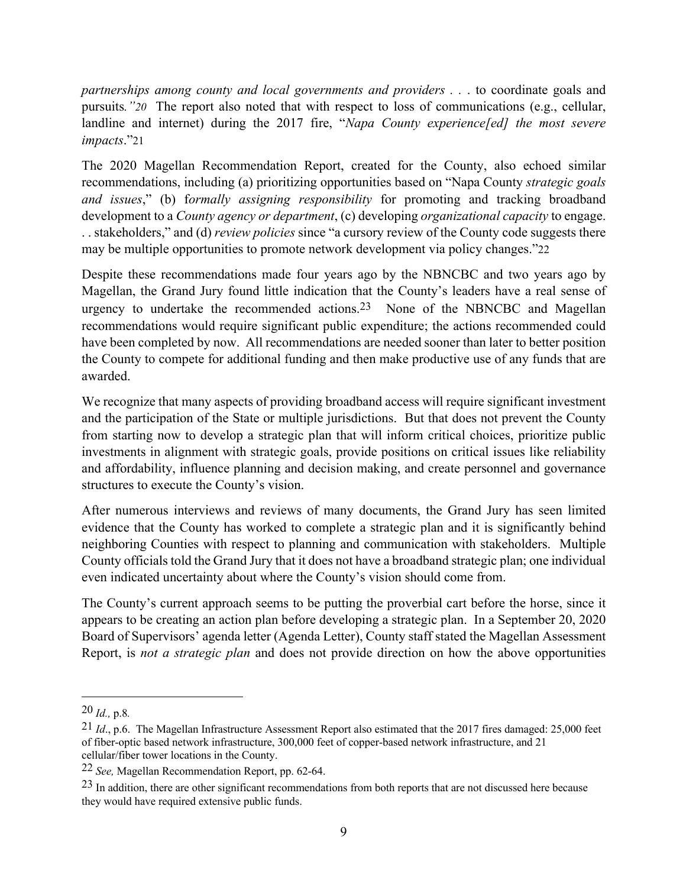*partnerships among county and local governments and providers . . .* to coordinate goals and pursuits*."20* The report also noted that with respect to loss of communications (e.g., cellular, landline and internet) during the 2017 fire, "*Napa County experience[ed] the most severe impacts*."[21]

The 2020 Magellan Recommendation Report, created for the County, also echoed similar recommendations, including (a) prioritizing opportunities based on "Napa County *strategic goals and issues*," (b) f*ormally assigning responsibility* for promoting and tracking broadband development to a *County agency or department*, (c) developing *organizational capacity* to engage. . . stakeholders," and (d) *review policies* since "a cursory review of the County code suggests there may be multiple opportunities to promote network development via policy changes."[22]

Despite these recommendations made four years ago by the NBNCBC and two years ago by Magellan, the Grand Jury found little indication that the County's leaders have a real sense of urgency to undertake the recommended actions.[23] None of the NBNCBC and Magellan recommendations would require significant public expenditure; the actions recommended could have been completed by now. All recommendations are needed sooner than later to better position the County to compete for additional funding and then make productive use of any funds that are awarded.

We recognize that many aspects of providing broadband access will require significant investment and the participation of the State or multiple jurisdictions. But that does not prevent the County from starting now to develop a strategic plan that will inform critical choices, prioritize public investments in alignment with strategic goals, provide positions on critical issues like reliability and affordability, influence planning and decision making, and create personnel and governance structures to execute the County's vision.

After numerous interviews and reviews of many documents, the Grand Jury has seen limited evidence that the County has worked to complete a strategic plan and it is significantly behind neighboring Counties with respect to planning and communication with stakeholders. Multiple County officials told the Grand Jury that it does not have a broadband strategic plan; one individual even indicated uncertainty about where the County's vision should come from.

The County's current approach seems to be putting the proverbial cart before the horse, since it appears to be creating an action plan before developing a strategic plan. In a September 20, 2020 Board of Supervisors' agenda letter (Agenda Letter), County staff stated the Magellan Assessment Report, is *not a strategic plan* and does not provide direction on how the above opportunities

---

20 *Id.,* p.8.

21 *Id*., p.6. The Magellan Infrastructure Assessment Report also estimated that the 2017 fires damaged: 25,000 feet of fiber-optic based network infrastructure, 300,000 feet of copper-based network infrastructure, and 21 cellular/fiber tower locations in the County.

22 *See,* Magellan Recommendation Report, pp. 62-64.

23 In addition, there are other significant recommendations from both reports that are not discussed here because they would have required extensive public funds.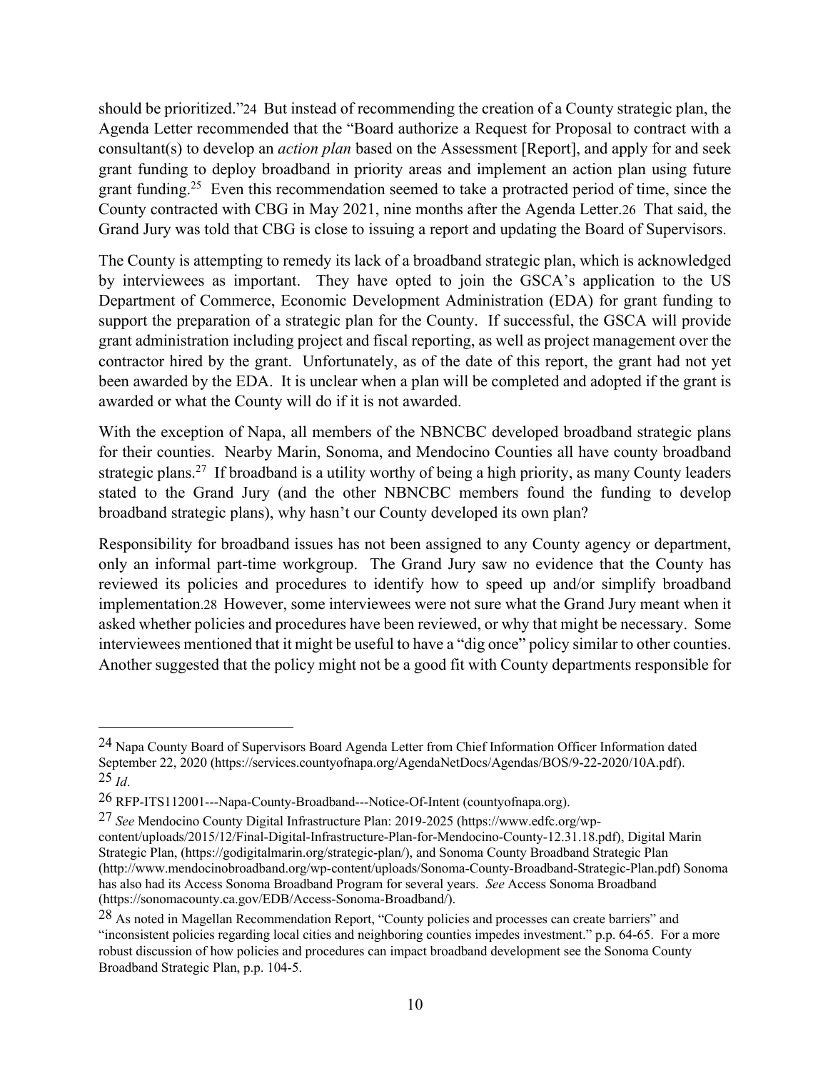should be prioritized."[24] But instead of recommending the creation of a County strategic plan, the Agenda Letter recommended that the "Board authorize a Request for Proposal to contract with a consultant(s) to develop an *action plan* based on the Assessment [Report], and apply for and seek grant funding to deploy broadband in priority areas and implement an action plan using future grant funding.[25] Even this recommendation seemed to take a protracted period of time, since the County contracted with CBG in May 2021, nine months after the Agenda Letter.[26] That said, the Grand Jury was told that CBG is close to issuing a report and updating the Board of Supervisors.

The County is attempting to remedy its lack of a broadband strategic plan, which is acknowledged by interviewees as important. They have opted to join the GSCA's application to the US Department of Commerce, Economic Development Administration (EDA) for grant funding to support the preparation of a strategic plan for the County. If successful, the GSCA will provide grant administration including project and fiscal reporting, as well as project management over the contractor hired by the grant. Unfortunately, as of the date of this report, the grant had not yet been awarded by the EDA. It is unclear when a plan will be completed and adopted if the grant is awarded or what the County will do if it is not awarded.

With the exception of Napa, all members of the NBNCBC developed broadband strategic plans for their counties. Nearby Marin, Sonoma, and Mendocino Counties all have county broadband strategic plans.[27] If broadband is a utility worthy of being a high priority, as many County leaders stated to the Grand Jury (and the other NBNCBC members found the funding to develop broadband strategic plans), why hasn't our County developed its own plan?

Responsibility for broadband issues has not been assigned to any County agency or department, only an informal part-time workgroup. The Grand Jury saw no evidence that the County has reviewed its policies and procedures to identify how to speed up and/or simplify broadband implementation.[28] However, some interviewees were not sure what the Grand Jury meant when it asked whether policies and procedures have been reviewed, or why that might be necessary. Some interviewees mentioned that it might be useful to have a "dig once" policy similar to other counties. Another suggested that the policy might not be a good fit with County departments responsible for

---

[24] Napa County Board of Supervisors Board Agenda Letter from Chief Information Officer Information dated September 22, 2020 (https://services.countyofnapa.org/AgendaNetDocs/Agendas/BOS/9-22-2020/10A.pdf).

[25] *Id*.

[26] RFP-ITS112001---Napa-County-Broadband---Notice-Of-Intent (countyofnapa.org).

[27] *See* Mendocino County Digital Infrastructure Plan: 2019-2025 (https://www.edfc.org/wp-content/uploads/2015/12/Final-Digital-Infrastructure-Plan-for-Mendocino-County-12.31.18.pdf), Digital Marin Strategic Plan, (https://godigitalmarin.org/strategic-plan/), and Sonoma County Broadband Strategic Plan (http://www.mendocinobroadband.org/wp-content/uploads/Sonoma-County-Broadband-Strategic-Plan.pdf) Sonoma has also had its Access Sonoma Broadband Program for several years. *See* Access Sonoma Broadband (https://sonomacounty.ca.gov/EDB/Access-Sonoma-Broadband/).

[28] As noted in Magellan Recommendation Report, "County policies and processes can create barriers" and "inconsistent policies regarding local cities and neighboring counties impedes investment." p.p. 64-65. For a more robust discussion of how policies and procedures can impact broadband development see the Sonoma County Broadband Strategic Plan, p.p. 104-5.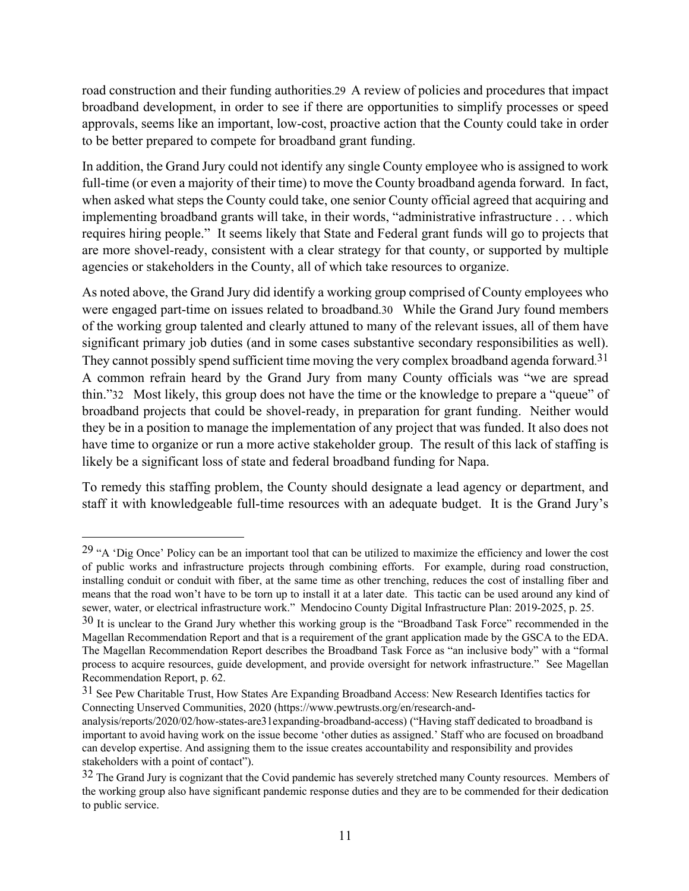road construction and their funding authorities.[29] A review of policies and procedures that impact broadband development, in order to see if there are opportunities to simplify processes or speed approvals, seems like an important, low-cost, proactive action that the County could take in order to be better prepared to compete for broadband grant funding.

In addition, the Grand Jury could not identify any single County employee who is assigned to work full-time (or even a majority of their time) to move the County broadband agenda forward. In fact, when asked what steps the County could take, one senior County official agreed that acquiring and implementing broadband grants will take, in their words, "administrative infrastructure . . . which requires hiring people." It seems likely that State and Federal grant funds will go to projects that are more shovel-ready, consistent with a clear strategy for that county, or supported by multiple agencies or stakeholders in the County, all of which take resources to organize.

As noted above, the Grand Jury did identify a working group comprised of County employees who were engaged part-time on issues related to broadband.[30] While the Grand Jury found members of the working group talented and clearly attuned to many of the relevant issues, all of them have significant primary job duties (and in some cases substantive secondary responsibilities as well). They cannot possibly spend sufficient time moving the very complex broadband agenda forward.[31] A common refrain heard by the Grand Jury from many County officials was "we are spread thin."[32] Most likely, this group does not have the time or the knowledge to prepare a "queue" of broadband projects that could be shovel-ready, in preparation for grant funding. Neither would they be in a position to manage the implementation of any project that was funded. It also does not have time to organize or run a more active stakeholder group. The result of this lack of staffing is likely be a significant loss of state and federal broadband funding for Napa.

To remedy this staffing problem, the County should designate a lead agency or department, and staff it with knowledgeable full-time resources with an adequate budget. It is the Grand Jury's

---

[29] "A 'Dig Once' Policy can be an important tool that can be utilized to maximize the efficiency and lower the cost of public works and infrastructure projects through combining efforts. For example, during road construction, installing conduit or conduit with fiber, at the same time as other trenching, reduces the cost of installing fiber and means that the road won't have to be torn up to install it at a later date. This tactic can be used around any kind of sewer, water, or electrical infrastructure work." Mendocino County Digital Infrastructure Plan: 2019-2025, p. 25.

[30] It is unclear to the Grand Jury whether this working group is the "Broadband Task Force" recommended in the Magellan Recommendation Report and that is a requirement of the grant application made by the GSCA to the EDA. The Magellan Recommendation Report describes the Broadband Task Force as "an inclusive body" with a "formal process to acquire resources, guide development, and provide oversight for network infrastructure." See Magellan Recommendation Report, p. 62.

[31] See Pew Charitable Trust, How States Are Expanding Broadband Access: New Research Identifies tactics for Connecting Unserved Communities, 2020 (https://www.pewtrusts.org/en/research-and-analysis/reports/2020/02/how-states-are31expanding-broadband-access) ("Having staff dedicated to broadband is important to avoid having work on the issue become 'other duties as assigned.' Staff who are focused on broadband can develop expertise. And assigning them to the issue creates accountability and responsibility and provides stakeholders with a point of contact").

[32] The Grand Jury is cognizant that the Covid pandemic has severely stretched many County resources. Members of the working group also have significant pandemic response duties and they are to be commended for their dedication to public service.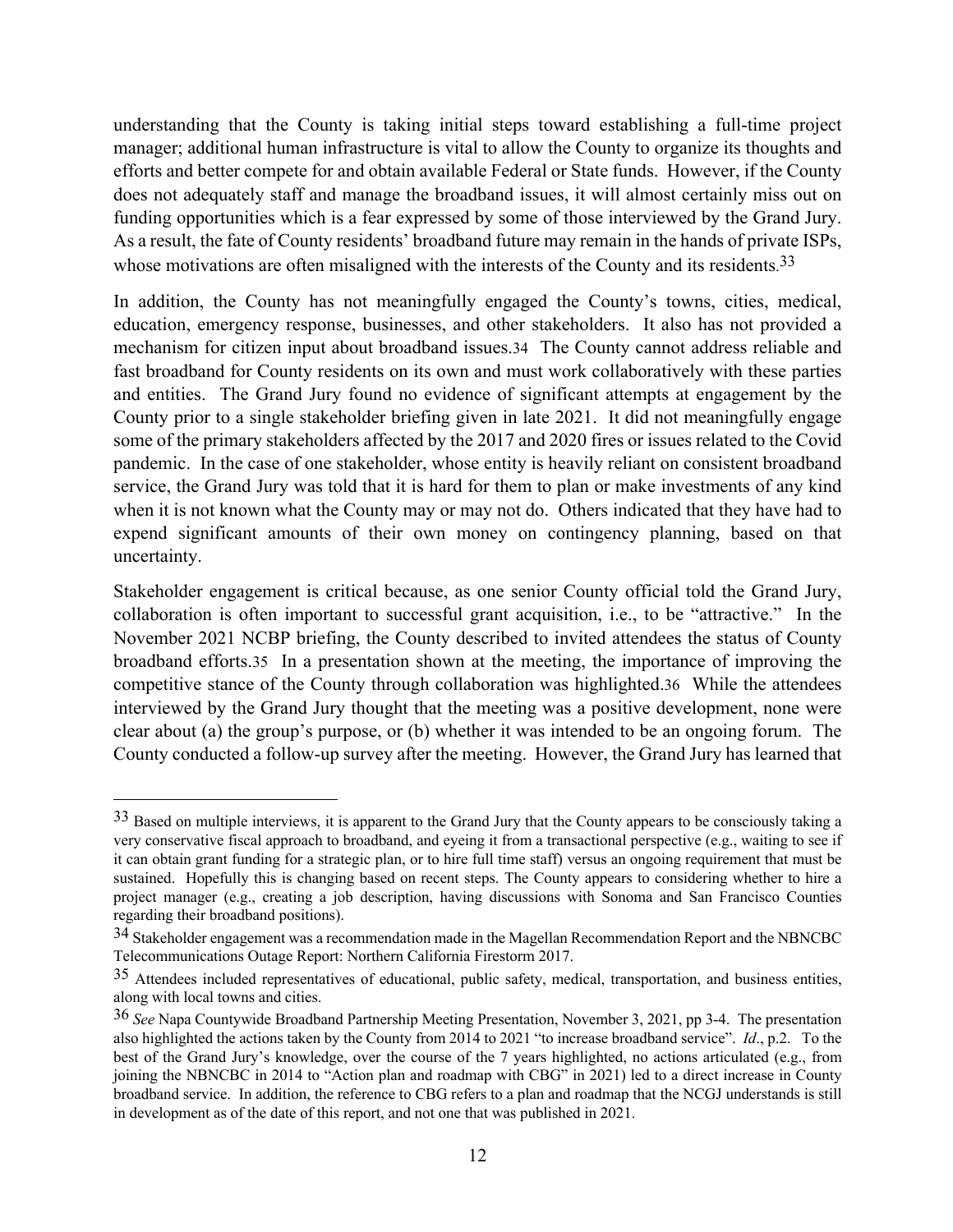understanding that the County is taking initial steps toward establishing a full-time project manager; additional human infrastructure is vital to allow the County to organize its thoughts and efforts and better compete for and obtain available Federal or State funds. However, if the County does not adequately staff and manage the broadband issues, it will almost certainly miss out on funding opportunities which is a fear expressed by some of those interviewed by the Grand Jury. As a result, the fate of County residents' broadband future may remain in the hands of private ISPs, whose motivations are often misaligned with the interests of the County and its residents.[33]

In addition, the County has not meaningfully engaged the County's towns, cities, medical, education, emergency response, businesses, and other stakeholders. It also has not provided a mechanism for citizen input about broadband issues.[34] The County cannot address reliable and fast broadband for County residents on its own and must work collaboratively with these parties and entities. The Grand Jury found no evidence of significant attempts at engagement by the County prior to a single stakeholder briefing given in late 2021. It did not meaningfully engage some of the primary stakeholders affected by the 2017 and 2020 fires or issues related to the Covid pandemic. In the case of one stakeholder, whose entity is heavily reliant on consistent broadband service, the Grand Jury was told that it is hard for them to plan or make investments of any kind when it is not known what the County may or may not do. Others indicated that they have had to expend significant amounts of their own money on contingency planning, based on that uncertainty.

Stakeholder engagement is critical because, as one senior County official told the Grand Jury, collaboration is often important to successful grant acquisition, i.e., to be "attractive." In the November 2021 NCBP briefing, the County described to invited attendees the status of County broadband efforts.[35] In a presentation shown at the meeting, the importance of improving the competitive stance of the County through collaboration was highlighted.[36] While the attendees interviewed by the Grand Jury thought that the meeting was a positive development, none were clear about (a) the group's purpose, or (b) whether it was intended to be an ongoing forum. The County conducted a follow-up survey after the meeting. However, the Grand Jury has learned that

---

[33] Based on multiple interviews, it is apparent to the Grand Jury that the County appears to be consciously taking a very conservative fiscal approach to broadband, and eyeing it from a transactional perspective (e.g., waiting to see if it can obtain grant funding for a strategic plan, or to hire full time staff) versus an ongoing requirement that must be sustained. Hopefully this is changing based on recent steps. The County appears to considering whether to hire a project manager (e.g., creating a job description, having discussions with Sonoma and San Francisco Counties regarding their broadband positions).

[34] Stakeholder engagement was a recommendation made in the Magellan Recommendation Report and the NBNCBC Telecommunications Outage Report: Northern California Firestorm 2017.

[35] Attendees included representatives of educational, public safety, medical, transportation, and business entities, along with local towns and cities.

[36] *See* Napa Countywide Broadband Partnership Meeting Presentation, November 3, 2021, pp 3-4. The presentation also highlighted the actions taken by the County from 2014 to 2021 "to increase broadband service". *Id*., p.2. To the best of the Grand Jury's knowledge, over the course of the 7 years highlighted, no actions articulated (e.g., from joining the NBNCBC in 2014 to "Action plan and roadmap with CBG" in 2021) led to a direct increase in County broadband service. In addition, the reference to CBG refers to a plan and roadmap that the NCGJ understands is still in development as of the date of this report, and not one that was published in 2021.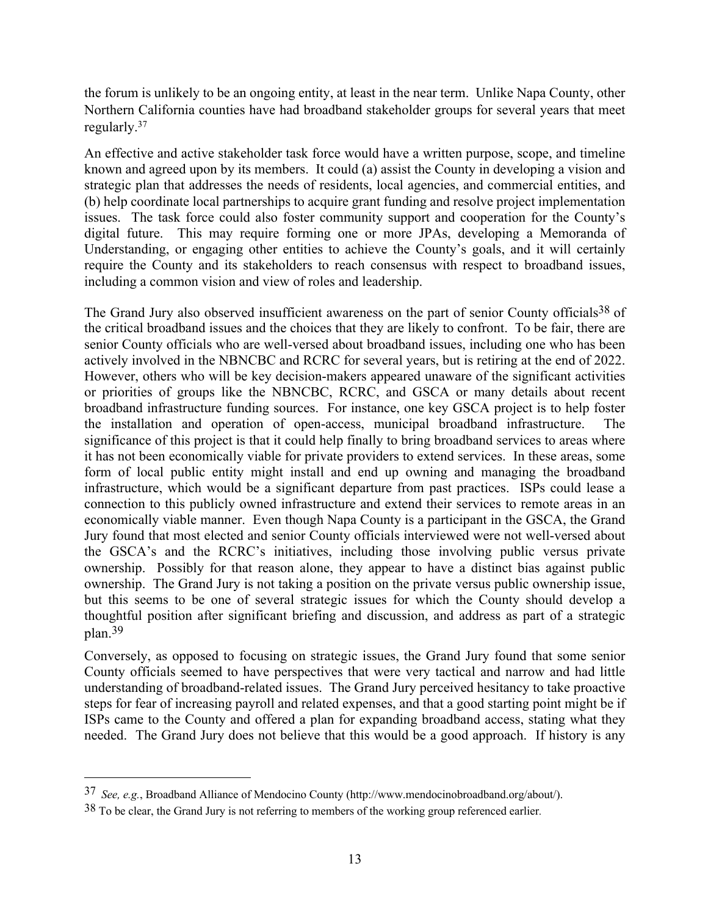the forum is unlikely to be an ongoing entity, at least in the near term. Unlike Napa County, other Northern California counties have had broadband stakeholder groups for several years that meet regularly.[37]

An effective and active stakeholder task force would have a written purpose, scope, and timeline known and agreed upon by its members. It could (a) assist the County in developing a vision and strategic plan that addresses the needs of residents, local agencies, and commercial entities, and (b) help coordinate local partnerships to acquire grant funding and resolve project implementation issues. The task force could also foster community support and cooperation for the County's digital future. This may require forming one or more JPAs, developing a Memoranda of Understanding, or engaging other entities to achieve the County's goals, and it will certainly require the County and its stakeholders to reach consensus with respect to broadband issues, including a common vision and view of roles and leadership.

The Grand Jury also observed insufficient awareness on the part of senior County officials[38] of the critical broadband issues and the choices that they are likely to confront. To be fair, there are senior County officials who are well-versed about broadband issues, including one who has been actively involved in the NBNCBC and RCRC for several years, but is retiring at the end of 2022. However, others who will be key decision-makers appeared unaware of the significant activities or priorities of groups like the NBNCBC, RCRC, and GSCA or many details about recent broadband infrastructure funding sources. For instance, one key GSCA project is to help foster the installation and operation of open-access, municipal broadband infrastructure. The significance of this project is that it could help finally to bring broadband services to areas where it has not been economically viable for private providers to extend services. In these areas, some form of local public entity might install and end up owning and managing the broadband infrastructure, which would be a significant departure from past practices. ISPs could lease a connection to this publicly owned infrastructure and extend their services to remote areas in an economically viable manner. Even though Napa County is a participant in the GSCA, the Grand Jury found that most elected and senior County officials interviewed were not well-versed about the GSCA's and the RCRC's initiatives, including those involving public versus private ownership. Possibly for that reason alone, they appear to have a distinct bias against public ownership. The Grand Jury is not taking a position on the private versus public ownership issue, but this seems to be one of several strategic issues for which the County should develop a thoughtful position after significant briefing and discussion, and address as part of a strategic plan.[39]

Conversely, as opposed to focusing on strategic issues, the Grand Jury found that some senior County officials seemed to have perspectives that were very tactical and narrow and had little understanding of broadband-related issues. The Grand Jury perceived hesitancy to take proactive steps for fear of increasing payroll and related expenses, and that a good starting point might be if ISPs came to the County and offered a plan for expanding broadband access, stating what they needed. The Grand Jury does not believe that this would be a good approach. If history is any

---

[37] *See, e.g.*, Broadband Alliance of Mendocino County (http://www.mendocinobroadband.org/about/).

[38] To be clear, the Grand Jury is not referring to members of the working group referenced earlier.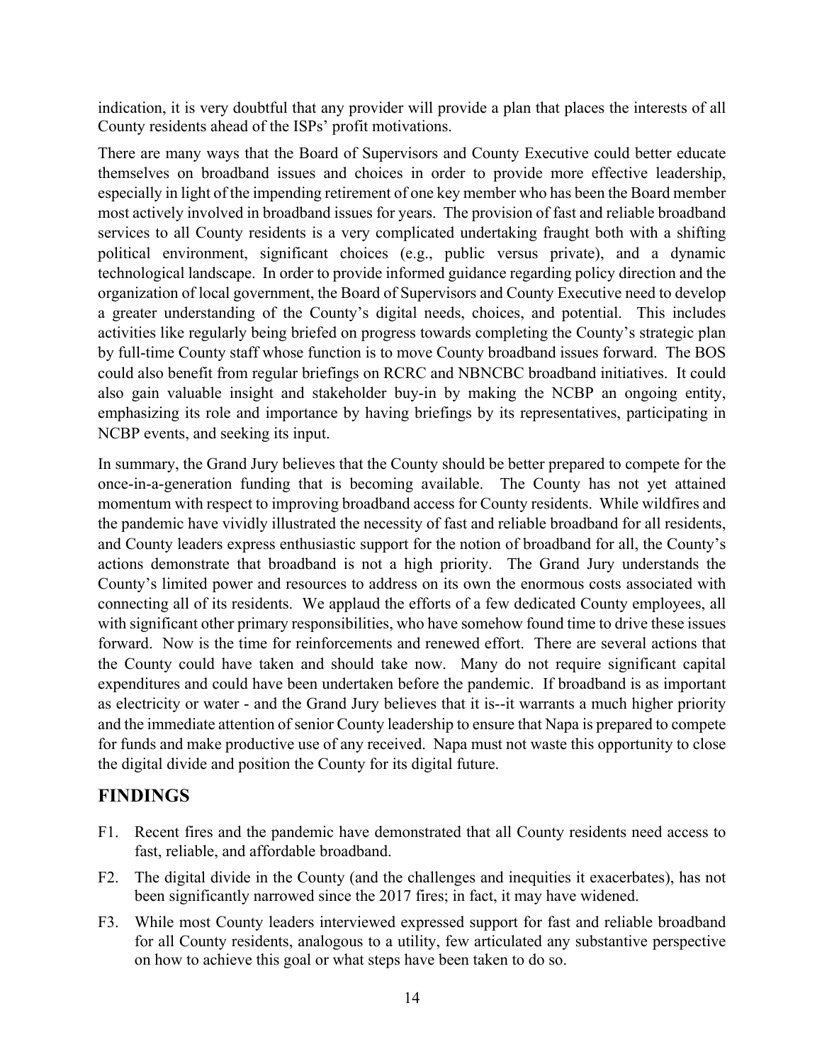indication, it is very doubtful that any provider will provide a plan that places the interests of all County residents ahead of the ISPs' profit motivations.

There are many ways that the Board of Supervisors and County Executive could better educate themselves on broadband issues and choices in order to provide more effective leadership, especially in light of the impending retirement of one key member who has been the Board member most actively involved in broadband issues for years. The provision of fast and reliable broadband services to all County residents is a very complicated undertaking fraught both with a shifting political environment, significant choices (e.g., public versus private), and a dynamic technological landscape. In order to provide informed guidance regarding policy direction and the organization of local government, the Board of Supervisors and County Executive need to develop a greater understanding of the County's digital needs, choices, and potential. This includes activities like regularly being briefed on progress towards completing the County's strategic plan by full-time County staff whose function is to move County broadband issues forward. The BOS could also benefit from regular briefings on RCRC and NBNCBC broadband initiatives. It could also gain valuable insight and stakeholder buy-in by making the NCBP an ongoing entity, emphasizing its role and importance by having briefings by its representatives, participating in NCBP events, and seeking its input.

In summary, the Grand Jury believes that the County should be better prepared to compete for the once-in-a-generation funding that is becoming available. The County has not yet attained momentum with respect to improving broadband access for County residents. While wildfires and the pandemic have vividly illustrated the necessity of fast and reliable broadband for all residents, and County leaders express enthusiastic support for the notion of broadband for all, the County's actions demonstrate that broadband is not a high priority. The Grand Jury understands the County's limited power and resources to address on its own the enormous costs associated with connecting all of its residents. We applaud the efforts of a few dedicated County employees, all with significant other primary responsibilities, who have somehow found time to drive these issues forward. Now is the time for reinforcements and renewed effort. There are several actions that the County could have taken and should take now. Many do not require significant capital expenditures and could have been undertaken before the pandemic. If broadband is as important as electricity or water - and the Grand Jury believes that it is--it warrants a much higher priority and the immediate attention of senior County leadership to ensure that Napa is prepared to compete for funds and make productive use of any received. Napa must not waste this opportunity to close the digital divide and position the County for its digital future.

## FINDINGS

F1. Recent fires and the pandemic have demonstrated that all County residents need access to fast, reliable, and affordable broadband.

F2. The digital divide in the County (and the challenges and inequities it exacerbates), has not been significantly narrowed since the 2017 fires; in fact, it may have widened.

F3. While most County leaders interviewed expressed support for fast and reliable broadband for all County residents, analogous to a utility, few articulated any substantive perspective on how to achieve this goal or what steps have been taken to do so.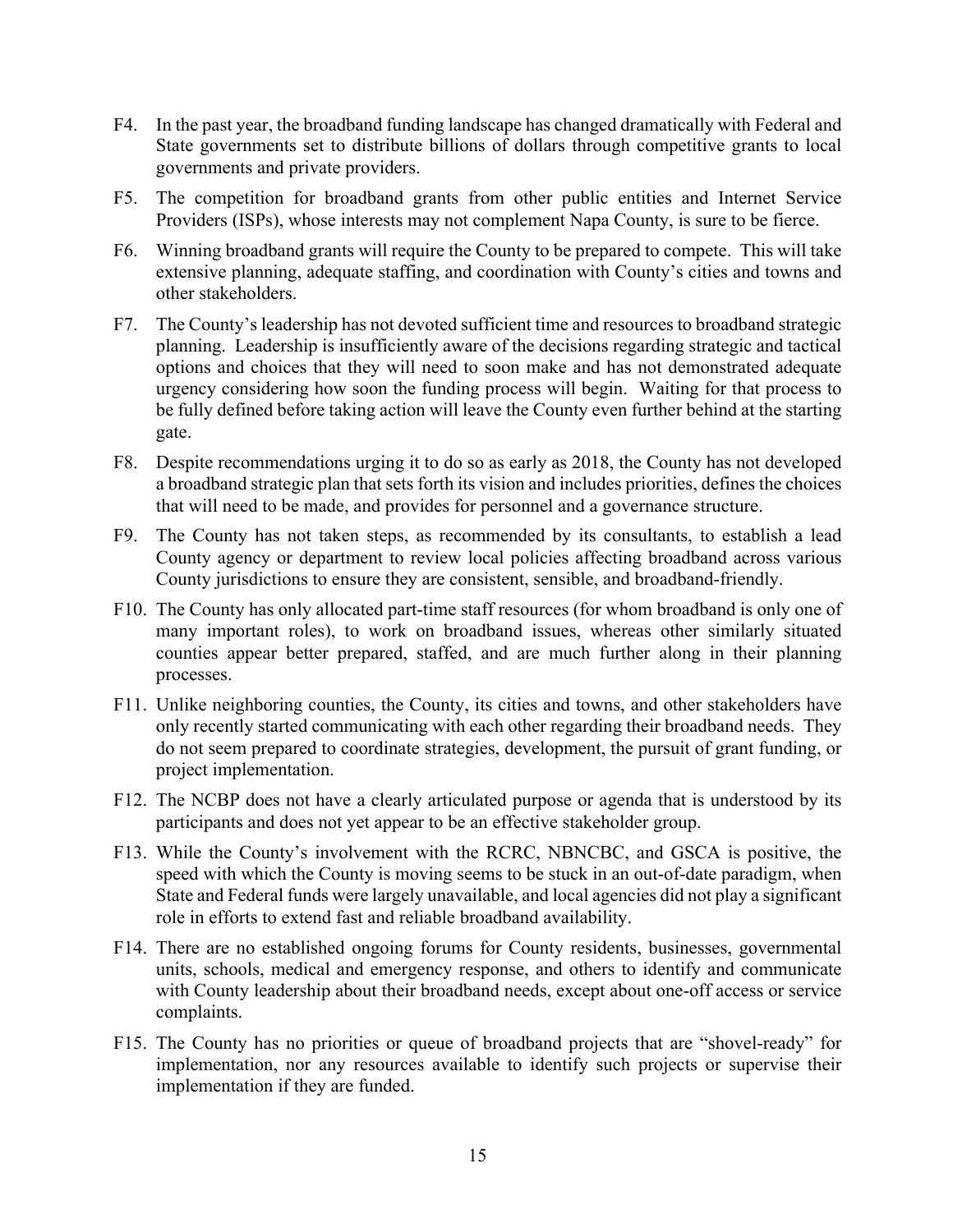F4. In the past year, the broadband funding landscape has changed dramatically with Federal and State governments set to distribute billions of dollars through competitive grants to local governments and private providers.

F5. The competition for broadband grants from other public entities and Internet Service Providers (ISPs), whose interests may not complement Napa County, is sure to be fierce.

F6. Winning broadband grants will require the County to be prepared to compete. This will take extensive planning, adequate staffing, and coordination with County's cities and towns and other stakeholders.

F7. The County's leadership has not devoted sufficient time and resources to broadband strategic planning. Leadership is insufficiently aware of the decisions regarding strategic and tactical options and choices that they will need to soon make and has not demonstrated adequate urgency considering how soon the funding process will begin. Waiting for that process to be fully defined before taking action will leave the County even further behind at the starting gate.

F8. Despite recommendations urging it to do so as early as 2018, the County has not developed a broadband strategic plan that sets forth its vision and includes priorities, defines the choices that will need to be made, and provides for personnel and a governance structure.

F9. The County has not taken steps, as recommended by its consultants, to establish a lead County agency or department to review local policies affecting broadband across various County jurisdictions to ensure they are consistent, sensible, and broadband-friendly.

F10. The County has only allocated part-time staff resources (for whom broadband is only one of many important roles), to work on broadband issues, whereas other similarly situated counties appear better prepared, staffed, and are much further along in their planning processes.

F11. Unlike neighboring counties, the County, its cities and towns, and other stakeholders have only recently started communicating with each other regarding their broadband needs. They do not seem prepared to coordinate strategies, development, the pursuit of grant funding, or project implementation.

F12. The NCBP does not have a clearly articulated purpose or agenda that is understood by its participants and does not yet appear to be an effective stakeholder group.

F13. While the County's involvement with the RCRC, NBNCBC, and GSCA is positive, the speed with which the County is moving seems to be stuck in an out-of-date paradigm, when State and Federal funds were largely unavailable, and local agencies did not play a significant role in efforts to extend fast and reliable broadband availability.

F14. There are no established ongoing forums for County residents, businesses, governmental units, schools, medical and emergency response, and others to identify and communicate with County leadership about their broadband needs, except about one-off access or service complaints.

F15. The County has no priorities or queue of broadband projects that are "shovel-ready" for implementation, nor any resources available to identify such projects or supervise their implementation if they are funded.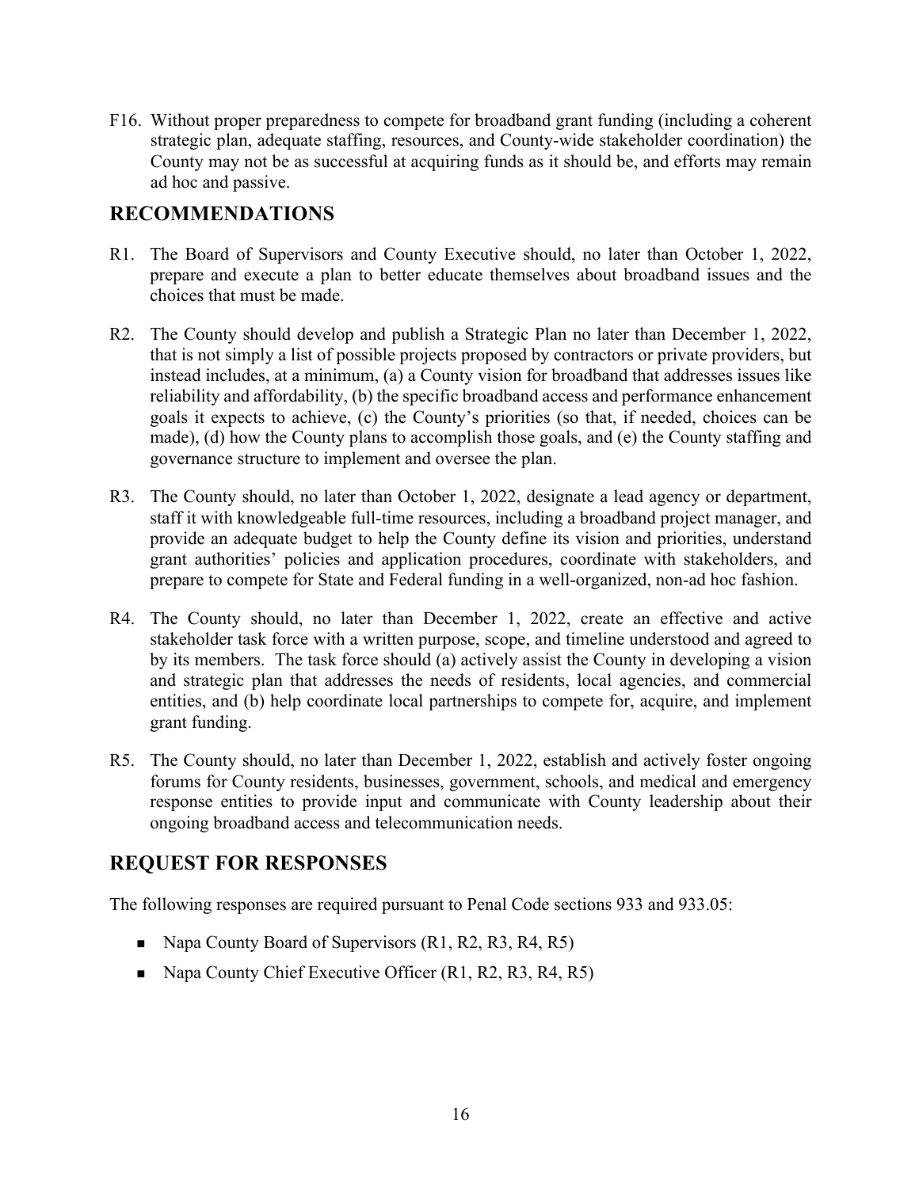F16. Without proper preparedness to compete for broadband grant funding (including a coherent strategic plan, adequate staffing, resources, and County-wide stakeholder coordination) the County may not be as successful at acquiring funds as it should be, and efforts may remain ad hoc and passive.

## RECOMMENDATIONS

R1. The Board of Supervisors and County Executive should, no later than October 1, 2022, prepare and execute a plan to better educate themselves about broadband issues and the choices that must be made.

R2. The County should develop and publish a Strategic Plan no later than December 1, 2022, that is not simply a list of possible projects proposed by contractors or private providers, but instead includes, at a minimum, (a) a County vision for broadband that addresses issues like reliability and affordability, (b) the specific broadband access and performance enhancement goals it expects to achieve, (c) the County's priorities (so that, if needed, choices can be made), (d) how the County plans to accomplish those goals, and (e) the County staffing and governance structure to implement and oversee the plan.

R3. The County should, no later than October 1, 2022, designate a lead agency or department, staff it with knowledgeable full-time resources, including a broadband project manager, and provide an adequate budget to help the County define its vision and priorities, understand grant authorities' policies and application procedures, coordinate with stakeholders, and prepare to compete for State and Federal funding in a well-organized, non-ad hoc fashion.

R4. The County should, no later than December 1, 2022, create an effective and active stakeholder task force with a written purpose, scope, and timeline understood and agreed to by its members. The task force should (a) actively assist the County in developing a vision and strategic plan that addresses the needs of residents, local agencies, and commercial entities, and (b) help coordinate local partnerships to compete for, acquire, and implement grant funding.

R5. The County should, no later than December 1, 2022, establish and actively foster ongoing forums for County residents, businesses, government, schools, and medical and emergency response entities to provide input and communicate with County leadership about their ongoing broadband access and telecommunication needs.

## REQUEST FOR RESPONSES

The following responses are required pursuant to Penal Code sections 933 and 933.05:

- Napa County Board of Supervisors (R1, R2, R3, R4, R5)
- Napa County Chief Executive Officer (R1, R2, R3, R4, R5)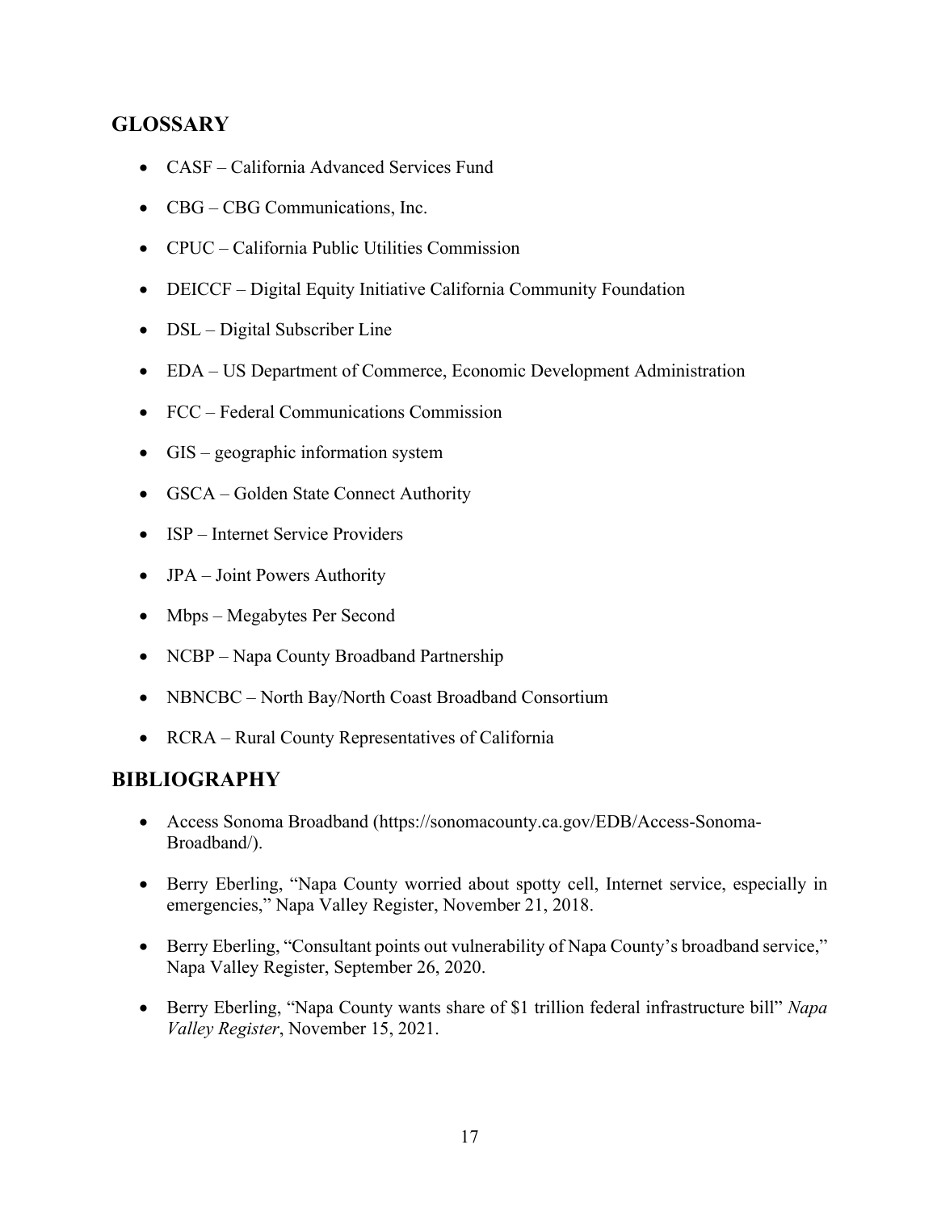## GLOSSARY

- CASF – California Advanced Services Fund
- CBG – CBG Communications, Inc.
- CPUC – California Public Utilities Commission
- DEICCF – Digital Equity Initiative California Community Foundation
- DSL – Digital Subscriber Line
- EDA – US Department of Commerce, Economic Development Administration
- FCC – Federal Communications Commission
- GIS – geographic information system
- GSCA – Golden State Connect Authority
- ISP – Internet Service Providers
- JPA – Joint Powers Authority
- Mbps – Megabytes Per Second
- NCBP – Napa County Broadband Partnership
- NBNCBC – North Bay/North Coast Broadband Consortium
- RCRA – Rural County Representatives of California

## BIBLIOGRAPHY

- Access Sonoma Broadband (https://sonomacounty.ca.gov/EDB/Access-Sonoma-Broadband/).
- Berry Eberling, "Napa County worried about spotty cell, Internet service, especially in emergencies," Napa Valley Register, November 21, 2018.
- Berry Eberling, "Consultant points out vulnerability of Napa County's broadband service," Napa Valley Register, September 26, 2020.
- Berry Eberling, "Napa County wants share of $1 trillion federal infrastructure bill" *Napa Valley Register*, November 15, 2021.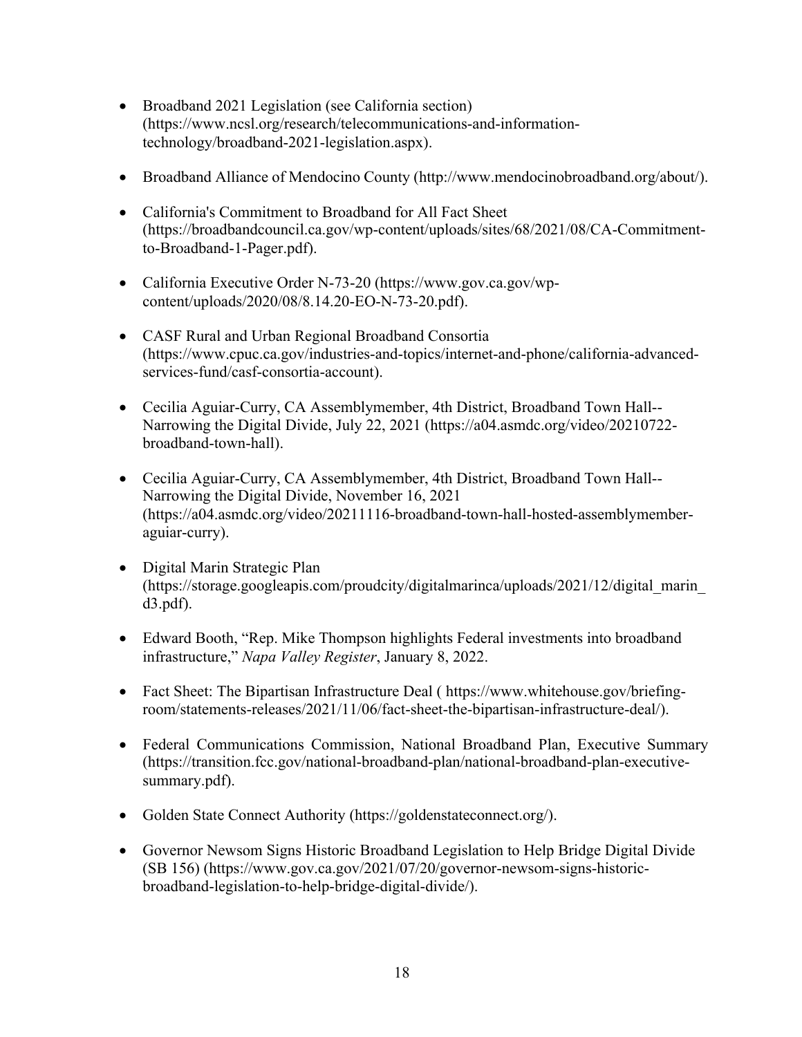- Broadband 2021 Legislation (see California section) (https://www.ncsl.org/research/telecommunications-and-information-technology/broadband-2021-legislation.aspx).

- Broadband Alliance of Mendocino County (http://www.mendocinobroadband.org/about/).

- California's Commitment to Broadband for All Fact Sheet (https://broadbandcouncil.ca.gov/wp-content/uploads/sites/68/2021/08/CA-Commitment-to-Broadband-1-Pager.pdf).

- California Executive Order N-73-20 (https://www.gov.ca.gov/wp-content/uploads/2020/08/8.14.20-EO-N-73-20.pdf).

- CASF Rural and Urban Regional Broadband Consortia (https://www.cpuc.ca.gov/industries-and-topics/internet-and-phone/california-advanced-services-fund/casf-consortia-account).

- Cecilia Aguiar-Curry, CA Assemblymember, 4th District, Broadband Town Hall--Narrowing the Digital Divide, July 22, 2021 (https://a04.asmdc.org/video/20210722-broadband-town-hall).

- Cecilia Aguiar-Curry, CA Assemblymember, 4th District, Broadband Town Hall--Narrowing the Digital Divide, November 16, 2021 (https://a04.asmdc.org/video/20211116-broadband-town-hall-hosted-assemblymember-aguiar-curry).

- Digital Marin Strategic Plan (https://storage.googleapis.com/proudcity/digitalmarinca/uploads/2021/12/digital_marin_d3.pdf).

- Edward Booth, "Rep. Mike Thompson highlights Federal investments into broadband infrastructure," *Napa Valley Register*, January 8, 2022.

- Fact Sheet: The Bipartisan Infrastructure Deal ( https://www.whitehouse.gov/briefing-room/statements-releases/2021/11/06/fact-sheet-the-bipartisan-infrastructure-deal/).

- Federal Communications Commission, National Broadband Plan, Executive Summary (https://transition.fcc.gov/national-broadband-plan/national-broadband-plan-executive-summary.pdf).

- Golden State Connect Authority (https://goldenstateconnect.org/).

- Governor Newsom Signs Historic Broadband Legislation to Help Bridge Digital Divide (SB 156) (https://www.gov.ca.gov/2021/07/20/governor-newsom-signs-historic-broadband-legislation-to-help-bridge-digital-divide/).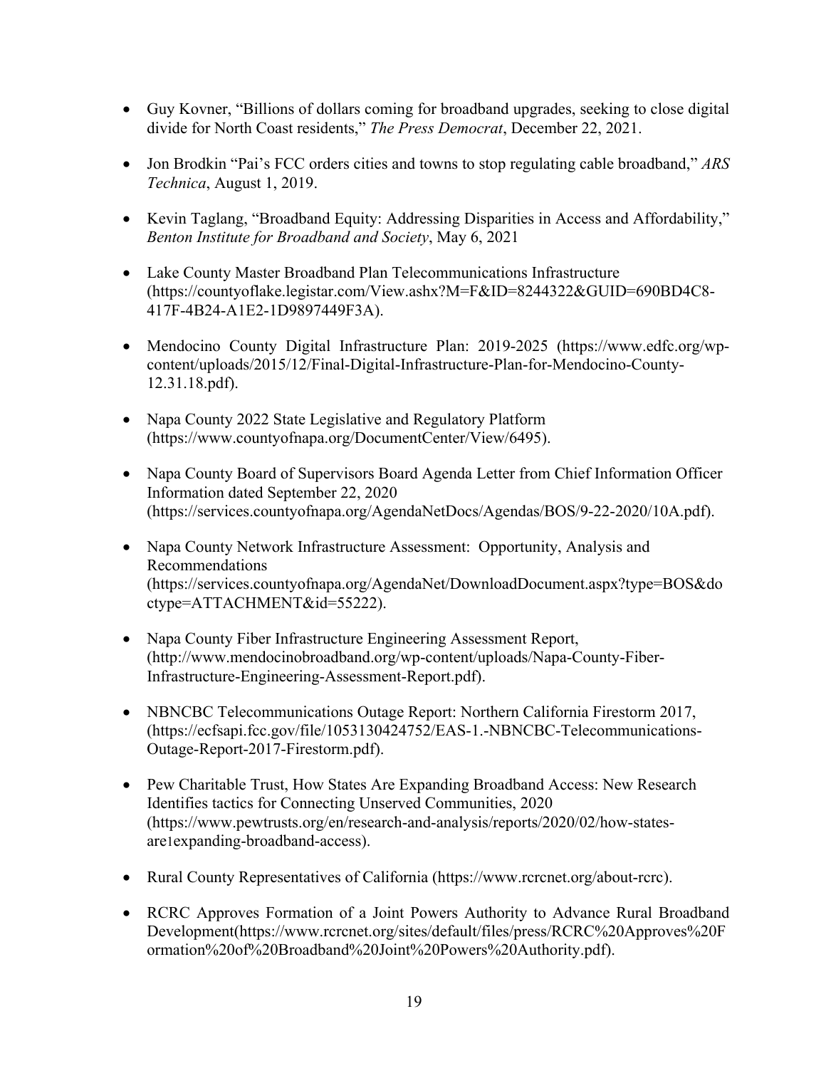- Guy Kovner, "Billions of dollars coming for broadband upgrades, seeking to close digital divide for North Coast residents," *The Press Democrat*, December 22, 2021.

- Jon Brodkin "Pai's FCC orders cities and towns to stop regulating cable broadband," *ARS Technica*, August 1, 2019.

- Kevin Taglang, "Broadband Equity: Addressing Disparities in Access and Affordability," *Benton Institute for Broadband and Society*, May 6, 2021

- Lake County Master Broadband Plan Telecommunications Infrastructure (https://countyoflake.legistar.com/View.ashx?M=F&ID=8244322&GUID=690BD4C8-417F-4B24-A1E2-1D9897449F3A).

- Mendocino County Digital Infrastructure Plan: 2019-2025 (https://www.edfc.org/wp-content/uploads/2015/12/Final-Digital-Infrastructure-Plan-for-Mendocino-County-12.31.18.pdf).

- Napa County 2022 State Legislative and Regulatory Platform (https://www.countyofnapa.org/DocumentCenter/View/6495).

- Napa County Board of Supervisors Board Agenda Letter from Chief Information Officer Information dated September 22, 2020 (https://services.countyofnapa.org/AgendaNetDocs/Agendas/BOS/9-22-2020/10A.pdf).

- Napa County Network Infrastructure Assessment: Opportunity, Analysis and Recommendations (https://services.countyofnapa.org/AgendaNet/DownloadDocument.aspx?type=BOS&doctype=ATTACHMENT&id=55222).

- Napa County Fiber Infrastructure Engineering Assessment Report, (http://www.mendocinobroadband.org/wp-content/uploads/Napa-County-Fiber-Infrastructure-Engineering-Assessment-Report.pdf).

- NBNCBC Telecommunications Outage Report: Northern California Firestorm 2017, (https://ecfsapi.fcc.gov/file/1053130424752/EAS-1.-NBNCBC-Telecommunications-Outage-Report-2017-Firestorm.pdf).

- Pew Charitable Trust, How States Are Expanding Broadband Access: New Research Identifies tactics for Connecting Unserved Communities, 2020 (https://www.pewtrusts.org/en/research-and-analysis/reports/2020/02/how-states-are1expanding-broadband-access).

- Rural County Representatives of California (https://www.rcrcnet.org/about-rcrc).

- RCRC Approves Formation of a Joint Powers Authority to Advance Rural Broadband Development(https://www.rcrcnet.org/sites/default/files/press/RCRC%20Approves%20Formation%20of%20Broadband%20Joint%20Powers%20Authority.pdf).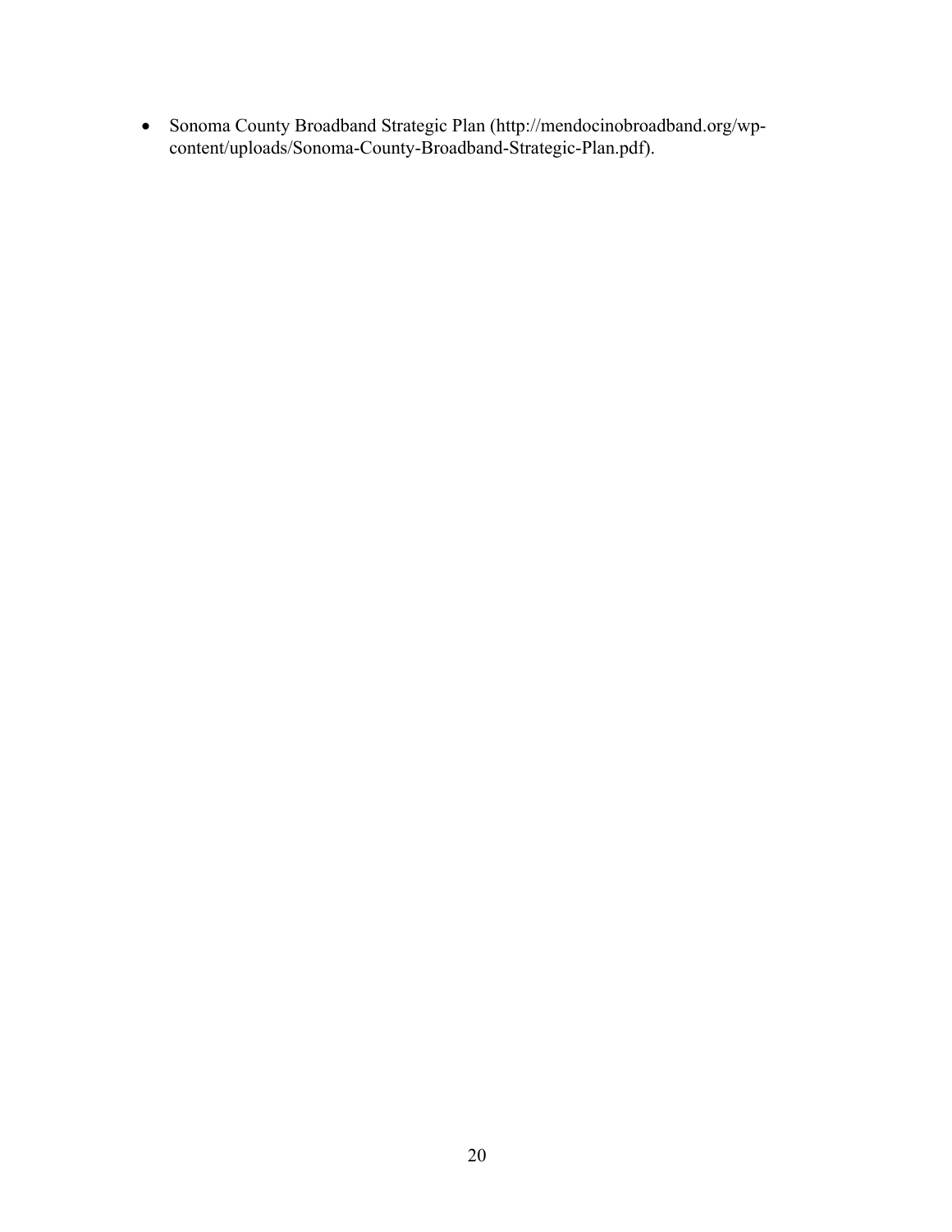- Sonoma County Broadband Strategic Plan (http://mendocinobroadband.org/wp-content/uploads/Sonoma-County-Broadband-Strategic-Plan.pdf).